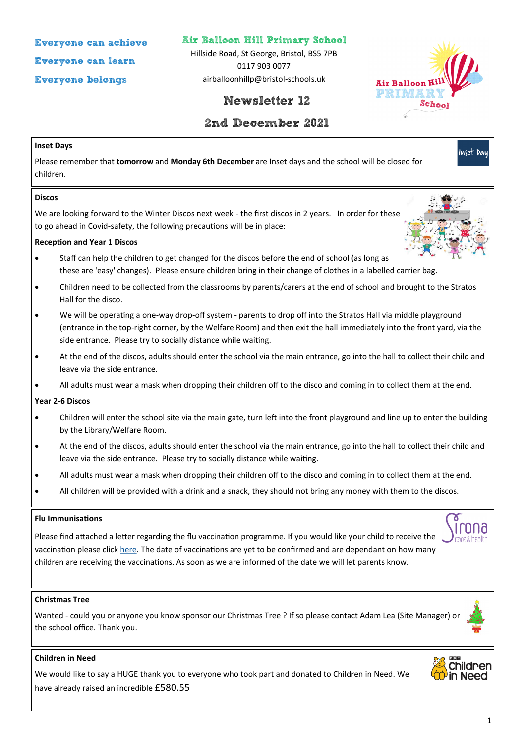Everyone can achieve

Everyone can learn

Everyone belongs

# Air Balloon Hill Primary School

Hillside Road, St George, Bristol, BS5 7PB

0117 903 0077

airballoonhillp@bristol-schools.uk

## Newsletter 12

## 2nd December 2021

### Inset Days

Please remember that **tomorrow** and **Monday 6th December** are Inset days and the school will be closed for children.

### Discos

We are looking forward to the Winter Discos next week - the first discos in 2 years. In order for these to go ahead in Covid-safety, the following precautions will be in place:

**Reception and Year 1 Discos**

- Staff can help the children to get changed for the discos before the end of school (as long as these are 'easy' changes). Please ensure children bring in their change of clothes in a labelled carrier bag.
- Children need to be collected from the classrooms by parents/carers at the end of school and brought to the Stratos Hall for the disco.
- We will be operating a one-way drop-off system - parents to drop off into the Stratos Hall via middle playground (entrance in the top-right corner, by the Welfare Room) and then exit the hall immediately into the front yard, via the side entrance. Please try to socially distance while waiting.
- At the end of the discos, adults should enter the school via the main entrance, go into the hall to collect their child and leave via the side entrance.
- All adults must wear a mask when dropping their children off to the disco and coming in to collect them at the end.

**Year 2-6 Discos**

- Children will enter the school site via the main gate, turn left into the front playground and line up to enter the building by the Library/Welfare Room.
- At the end of the discos, adults should enter the school via the main entrance, go into the hall to collect their child and leave via the side entrance. Please try to socially distance while waiting.
- All adults must wear a mask when dropping their children off to the disco and coming in to collect them at the end.
- All children will be provided with a drink and a snack, they should not bring any money with them to the discos.

### Flu Immunisations

Please find attached a letter regarding the flu vaccination programme. If you would like your child to receive the vaccination please click here. The date of vaccinations are yet to be confirmed and are dependant on how many children are receiving the vaccinations. As soon as we are informed of the date we will let parents know.

### Christmas Tree

Wanted - could you or anyone you know sponsor our Christmas Tree ? If so please contact Adam Lea (Site Manager) or the school office. Thank you.

### Children in Need

We would like to say a HUGE thank you to everyone who took part and donated to Children in Need. We have already raised an incredible £580.55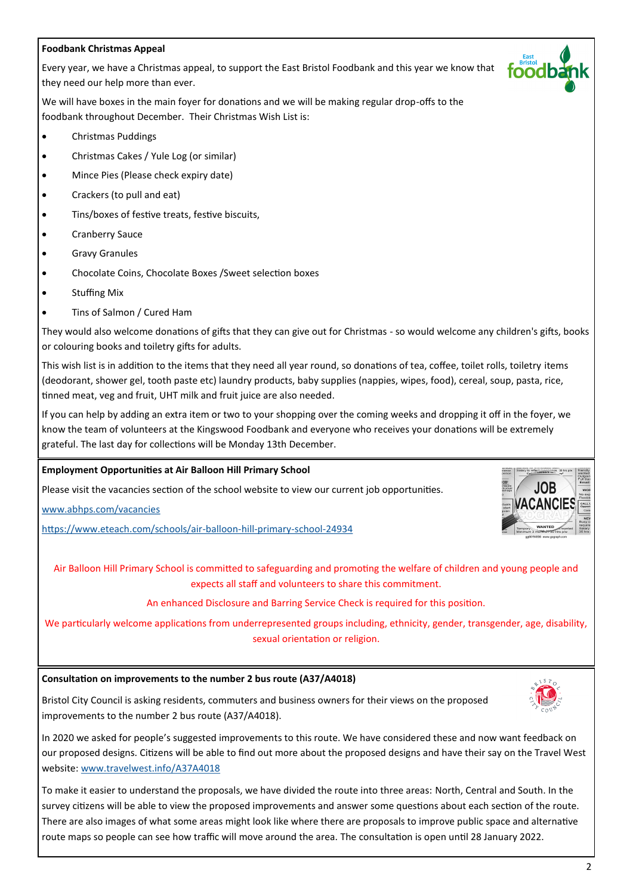## Foodbank Christmas Appeal

Every year, we have a Christmas appeal, to support the East Bristol Foodbank and this year we know that they need our help more than ever.

We will have boxes in the main foyer for donations and we will be making regular drop-offs to the foodbank throughout December. Their Christmas Wish List is:

- Christmas Puddings
- Christmas Cakes / Yule Log (or similar)
- Mince Pies (Please check expiry date)
- Crackers (to pull and eat)
- Tins/boxes of festive treats, festive biscuits,
- Cranberry Sauce
- Gravy Granules
- Chocolate Coins, Chocolate Boxes /Sweet selection boxes
- Stuffing Mix
- Tins of Salmon / Cured Ham

They would also welcome donations of gifts that they can give out for Christmas - so would welcome any children's gifts, books or colouring books and toiletry gifts for adults.

This wish list is in addition to the items that they need all year round, so donations of tea, coffee, toilet rolls, toiletry items (deodorant, shower gel, tooth paste etc) laundry products, baby supplies (nappies, wipes, food), cereal, soup, pasta, rice, tinned meat, veg and fruit, UHT milk and fruit juice are also needed.

If you can help by adding an extra item or two to your shopping over the coming weeks and dropping it off in the foyer, we know the team of volunteers at the Kingswood Foodbank and everyone who receives your donations will be extremely grateful. The last day for collections will be Monday 13th December.

## Employment Opportunities at Air Balloon Hill Primary School

Please visit the vacancies section of the school website to view our current job opportunities.

www.abhps.com/vacancies

https://www.eteach.com/schools/air-balloon-hill-primary-school-24934

Air Balloon Hill Primary School is committed to safeguarding and promoting the welfare of children and young people and expects all staff and volunteers to share this commitment.

An enhanced Disclosure and Barring Service Check is required for this position.

We particularly welcome applications from underrepresented groups including, ethnicity, gender, transgender, age, disability, sexual orientation or religion.

## Consultation on improvements to the number 2 bus route (A37/A4018)

Bristol City Council is asking residents, commuters and business owners for their views on the proposed improvements to the number 2 bus route (A37/A4018).

In 2020 we asked for people's suggested improvements to this route. We have considered these and now want feedback on our proposed designs. Citizens will be able to find out more about the proposed designs and have their say on the Travel West website: www.travelwest.info/A37A4018

To make it easier to understand the proposals, we have divided the route into three areas: North, Central and South. In the survey citizens will be able to view the proposed improvements and answer some questions about each section of the route. There are also images of what some areas might look like where there are proposals to improve public space and alternative route maps so people can see how traffic will move around the area. The consultation is open until 28 January 2022.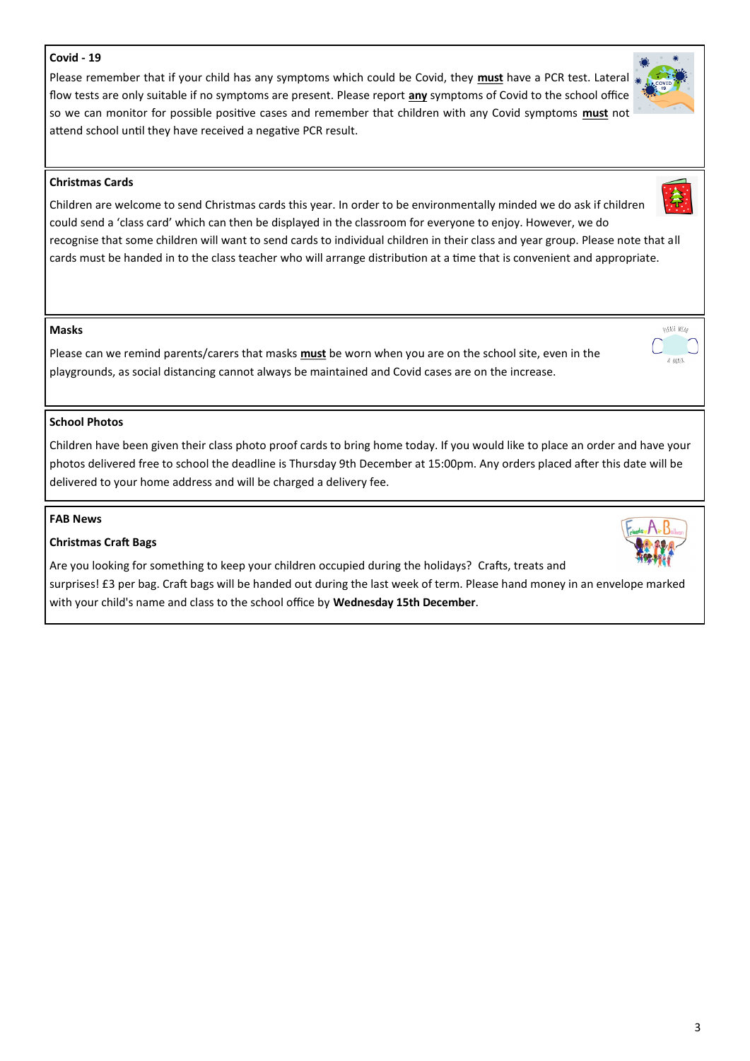**Covid - 19**

Please remember that if your child has any symptoms which could be Covid, they **must** have a PCR test. Lateral flow tests are only suitable if no symptoms are present. Please report **any** symptoms of Covid to the school office so we can monitor for possible positive cases and remember that children with any Covid symptoms **must** not attend school until they have received a negative PCR result.

**Christmas Cards**

Children are welcome to send Christmas cards this year. In order to be environmentally minded we do ask if children could send a 'class card' which can then be displayed in the classroom for everyone to enjoy. However, we do recognise that some children will want to send cards to individual children in their class and year group. Please note that all cards must be handed in to the class teacher who will arrange distribution at a time that is convenient and appropriate.

**Masks**

Please can we remind parents/carers that masks **must** be worn when you are on the school site, even in the playgrounds, as social distancing cannot always be maintained and Covid cases are on the increase.

**School Photos**

Children have been given their class photo proof cards to bring home today. If you would like to place an order and have your photos delivered free to school the deadline is Thursday 9th December at 15:00pm. Any orders placed after this date will be delivered to your home address and will be charged a delivery fee.

**FAB News**

**Christmas Craft Bags**

Are you looking for something to keep your children occupied during the holidays? Crafts, treats and surprises! £3 per bag. Craft bags will be handed out during the last week of term. Please hand money in an envelope marked with your child's name and class to the school office by **Wednesday 15th December**.